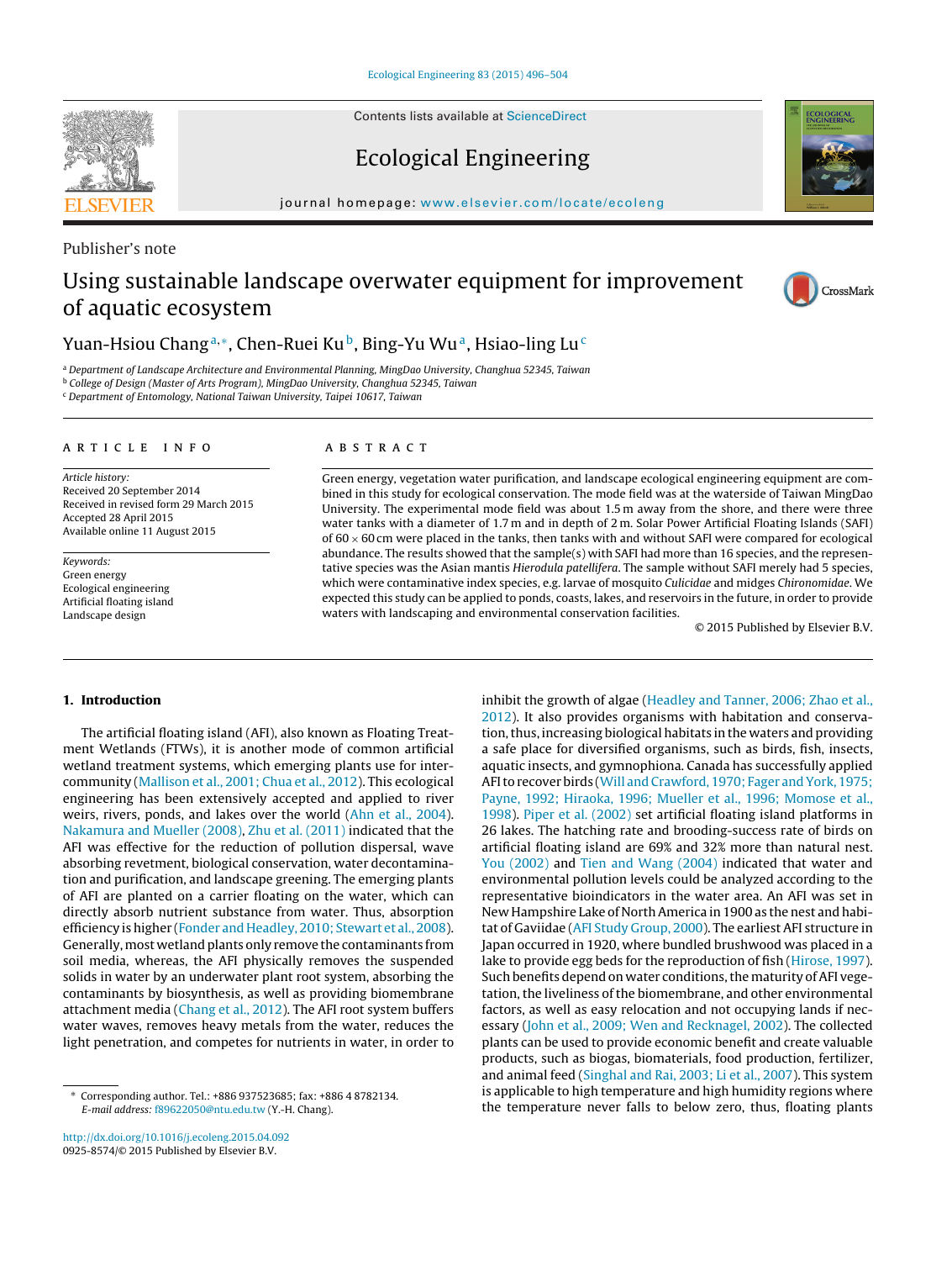Publisher's note

# Using sustainable landscape overwater equipment for improvement of aquatic ecosystem

Yuan-Hsiou Chang[a,*], Chen-Ruei Ku[b], Bing-Yu Wu[a], Hsiao-ling Lu[c]

[a] Department of Landscape Architecture and Environmental Planning, MingDao University, Changhua 52345, Taiwan
[b] College of Design (Master of Arts Program), MingDao University, Changhua 52345, Taiwan
[c] Department of Entomology, National Taiwan University, Taipei 10617, Taiwan

## ARTICLE INFO

*Article history:*
Received 20 September 2014
Received in revised form 29 March 2015
Accepted 28 April 2015
Available online 11 August 2015

*Keywords:*
Green energy
Ecological engineering
Artificial floating island
Landscape design

## ABSTRACT

Green energy, vegetation water purification, and landscape ecological engineering equipment are combined in this study for ecological conservation. The mode field was at the waterside of Taiwan MingDao University. The experimental mode field was about 1.5 m away from the shore, and there were three water tanks with a diameter of 1.7 m and in depth of 2 m. Solar Power Artificial Floating Islands (SAFI) of 60 × 60 cm were placed in the tanks, then tanks with and without SAFI were compared for ecological abundance. The results showed that the sample(s) with SAFI had more than 16 species, and the representative species was the Asian mantis *Hierodula patellifera*. The sample without SAFI merely had 5 species, which were contaminative index species, e.g. larvae of mosquito *Culicidae* and midges *Chironomidae*. We expected this study can be applied to ponds, coasts, lakes, and reservoirs in the future, in order to provide waters with landscaping and environmental conservation facilities.

© 2015 Published by Elsevier B.V.

## 1. Introduction

The artificial floating island (AFI), also known as Floating Treatment Wetlands (FTWs), it is another mode of common artificial wetland treatment systems, which emerging plants use for intercommunity (Mallison et al., 2001; Chua et al., 2012). This ecological engineering has been extensively accepted and applied to river weirs, rivers, ponds, and lakes over the world (Ahn et al., 2004). Nakamura and Mueller (2008), Zhu et al. (2011) indicated that the AFI was effective for the reduction of pollution dispersal, wave absorbing revetment, biological conservation, water decontamination and purification, and landscape greening. The emerging plants of AFI are planted on a carrier floating on the water, which can directly absorb nutrient substance from water. Thus, absorption efficiency is higher (Fonder and Headley, 2010; Stewart et al., 2008). Generally, most wetland plants only remove the contaminants from soil media, whereas, the AFI physically removes the suspended solids in water by an underwater plant root system, absorbing the contaminants by biosynthesis, as well as providing biomembrane attachment media (Chang et al., 2012). The AFI root system buffers water waves, removes heavy metals from the water, reduces the light penetration, and competes for nutrients in water, in order to inhibit the growth of algae (Headley and Tanner, 2006; Zhao et al., 2012). It also provides organisms with habitation and conservation, thus, increasing biological habitats in the waters and providing a safe place for diversified organisms, such as birds, fish, insects, aquatic insects, and gymnophiona. Canada has successfully applied AFI to recover birds (Will and Crawford, 1970; Fager and York, 1975; Payne, 1992; Hiraoka, 1996; Mueller et al., 1996; Momose et al., 1998). Piper et al. (2002) set artificial floating island platforms in 26 lakes. The hatching rate and brooding-success rate of birds on artificial floating island are 69% and 32% more than natural nest. You (2002) and Tien and Wang (2004) indicated that water and environmental pollution levels could be analyzed according to the representative bioindicators in the water area. An AFI was set in New Hampshire Lake of North America in 1900 as the nest and habitat of Gaviidae (AFI Study Group, 2000). The earliest AFI structure in Japan occurred in 1920, where bundled brushwood was placed in a lake to provide egg beds for the reproduction of fish (Hirose, 1997). Such benefits depend on water conditions, the maturity of AFI vegetation, the liveliness of the biomembrane, and other environmental factors, as well as easy relocation and not occupying lands if necessary (John et al., 2009; Wen and Recknagel, 2002). The collected plants can be used to provide economic benefit and create valuable products, such as biogas, biomaterials, food production, fertilizer, and animal feed (Singhal and Rai, 2003; Li et al., 2007). This system is applicable to high temperature and high humidity regions where the temperature never falls to below zero, thus, floating plants

* Corresponding author. Tel.: +886 937523685; fax: +886 4 8782134.
*E-mail address:* f89622050@ntu.edu.tw (Y.-H. Chang).

http://dx.doi.org/10.1016/j.ecoleng.2015.04.092
0925-8574/© 2015 Published by Elsevier B.V.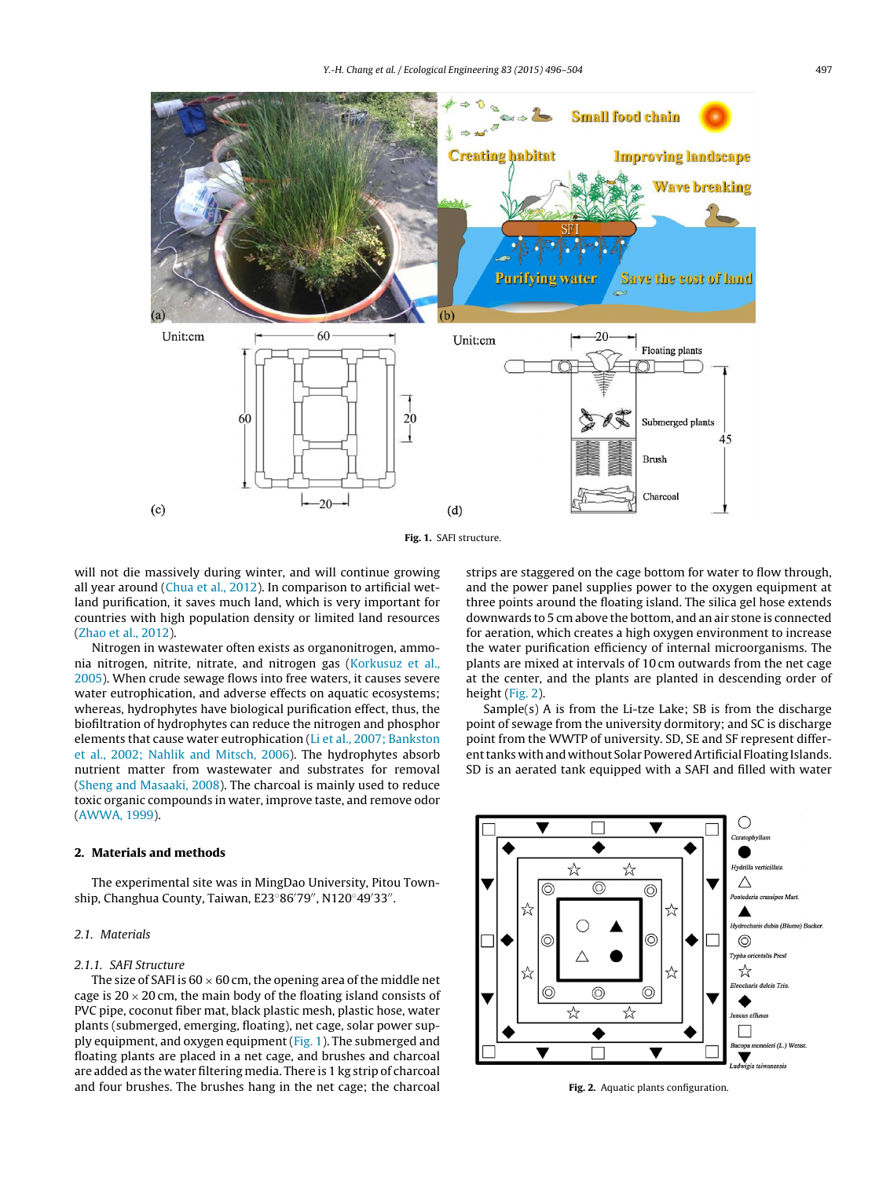Fig. 1. SAFI structure.

will not die massively during winter, and will continue growing all year around (Chua et al., 2012). In comparison to artificial wetland purification, it saves much land, which is very important for countries with high population density or limited land resources (Zhao et al., 2012).

Nitrogen in wastewater often exists as organonitrogen, ammonia nitrogen, nitrite, nitrate, and nitrogen gas (Korkusuz et al., 2005). When crude sewage flows into free waters, it causes severe water eutrophication, and adverse effects on aquatic ecosystems; whereas, hydrophytes have biological purification effect, thus, the biofiltration of hydrophytes can reduce the nitrogen and phosphor elements that cause water eutrophication (Li et al., 2007; Bankston et al., 2002; Nahlik and Mitsch, 2006). The hydrophytes absorb nutrient matter from wastewater and substrates for removal (Sheng and Masaaki, 2008). The charcoal is mainly used to reduce toxic organic compounds in water, improve taste, and remove odor (AWWA, 1999).

## 2. Materials and methods

The experimental site was in MingDao University, Pitou Township, Changhua County, Taiwan, E23°86′79″, N120°49′33″.

### 2.1. Materials

#### 2.1.1. SAFI Structure

The size of SAFI is 60 × 60 cm, the opening area of the middle net cage is 20 × 20 cm, the main body of the floating island consists of PVC pipe, coconut fiber mat, black plastic mesh, plastic hose, water plants (submerged, emerging, floating), net cage, solar power supply equipment, and oxygen equipment (Fig. 1). The submerged and floating plants are placed in a net cage, and brushes and charcoal are added as the water filtering media. There is 1 kg strip of charcoal and four brushes. The brushes hang in the net cage; the charcoal strips are staggered on the cage bottom for water to flow through, and the power panel supplies power to the oxygen equipment at three points around the floating island. The silica gel hose extends downwards to 5 cm above the bottom, and an air stone is connected for aeration, which creates a high oxygen environment to increase the water purification efficiency of internal microorganisms. The plants are mixed at intervals of 10 cm outwards from the net cage at the center, and the plants are planted in descending order of height (Fig. 2).

Sample(s) A is from the Li-tze Lake; SB is from the discharge point of sewage from the university dormitory; and SC is discharge point from the WWTP of university. SD, SE and SF represent different tanks with and without Solar Powered Artificial Floating Islands. SD is an aerated tank equipped with a SAFI and filled with water

Fig. 2. Aquatic plants configuration.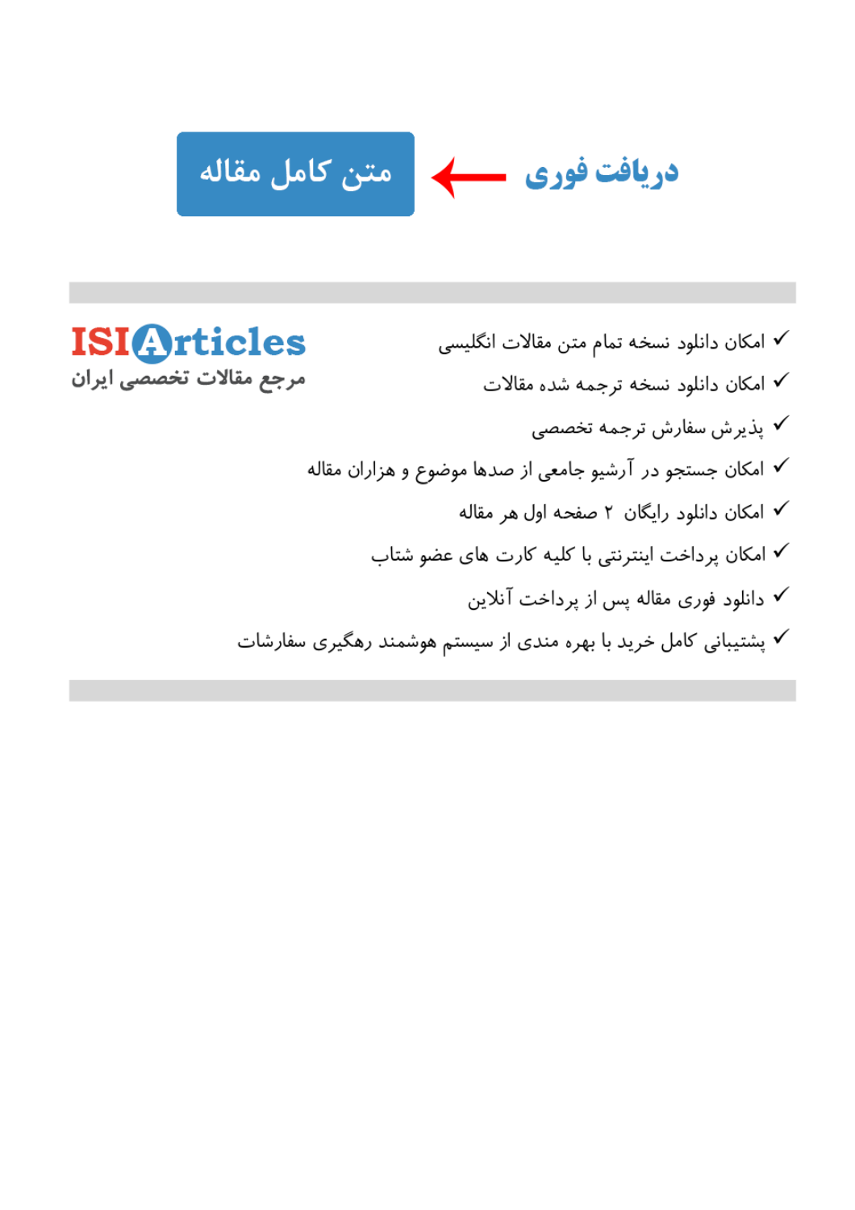دریافت فوری ← **متن کامل مقاله**

**ISIArticles**
مرجع مقالات تخصصی ایران

- ✓ امکان دانلود نسخه تمام متن مقالات انگلیسی
- ✓ امکان دانلود نسخه ترجمه شده مقالات
- ✓ پذیرش سفارش ترجمه تخصصی
- ✓ امکان جستجو در آرشیو جامعی از صدها موضوع و هزاران مقاله
- ✓ امکان دانلود رایگان ۲ صفحه اول هر مقاله
- ✓ امکان پرداخت اینترنتی با کلیه کارت های عضو شتاب
- ✓ دانلود فوری مقاله پس از پرداخت آنلاین
- ✓ پشتیبانی کامل خرید با بهره مندی از سیستم هوشمند رهگیری سفارشات